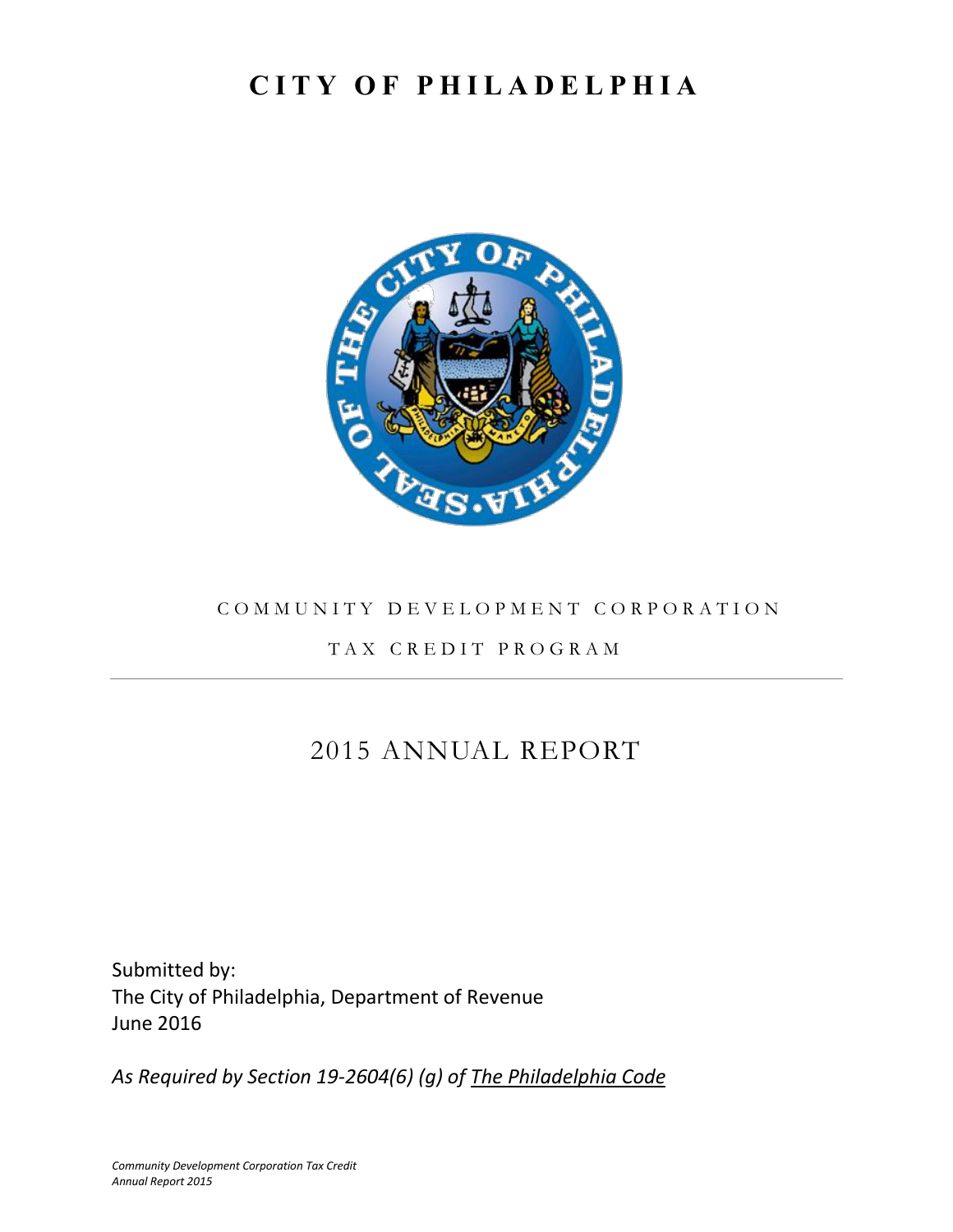# CITY OF PHILADELPHIA

COMMUNITY DEVELOPMENT CORPORATION

TAX CREDIT PROGRAM

---

## 2015 ANNUAL REPORT

Submitted by:
The City of Philadelphia, Department of Revenue
June 2016

*As Required by Section 19-2604(6) (g) of The Philadelphia Code*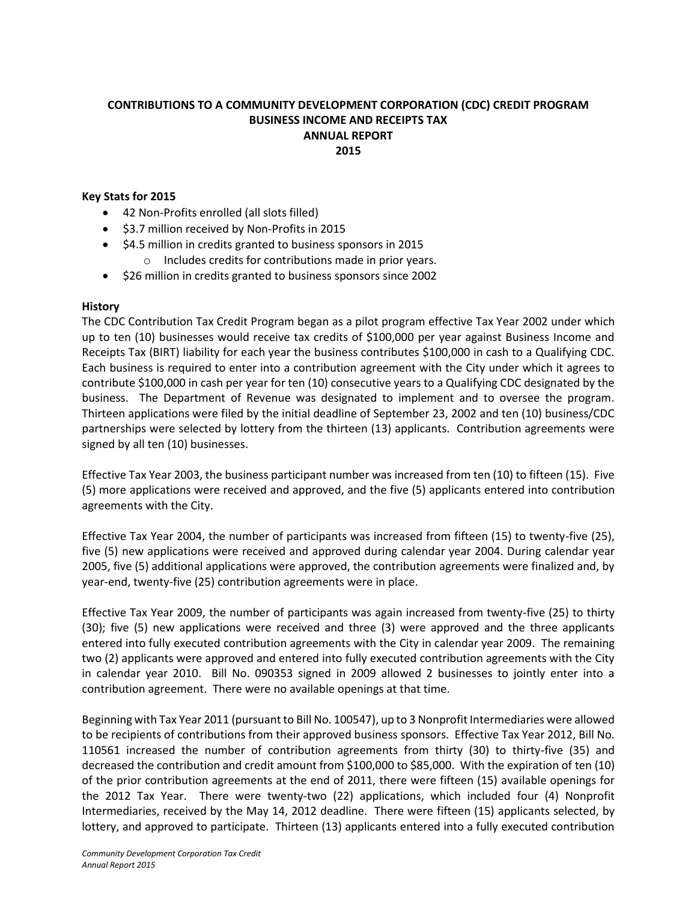**CONTRIBUTIONS TO A COMMUNITY DEVELOPMENT CORPORATION (CDC) CREDIT PROGRAM**
**BUSINESS INCOME AND RECEIPTS TAX**
**ANNUAL REPORT**
**2015**

### Key Stats for 2015

- 42 Non-Profits enrolled (all slots filled)
- $3.7 million received by Non-Profits in 2015
- $4.5 million in credits granted to business sponsors in 2015
  - Includes credits for contributions made in prior years.
- $26 million in credits granted to business sponsors since 2002

### History

The CDC Contribution Tax Credit Program began as a pilot program effective Tax Year 2002 under which up to ten (10) businesses would receive tax credits of $100,000 per year against Business Income and Receipts Tax (BIRT) liability for each year the business contributes $100,000 in cash to a Qualifying CDC. Each business is required to enter into a contribution agreement with the City under which it agrees to contribute $100,000 in cash per year for ten (10) consecutive years to a Qualifying CDC designated by the business. The Department of Revenue was designated to implement and to oversee the program. Thirteen applications were filed by the initial deadline of September 23, 2002 and ten (10) business/CDC partnerships were selected by lottery from the thirteen (13) applicants. Contribution agreements were signed by all ten (10) businesses.

Effective Tax Year 2003, the business participant number was increased from ten (10) to fifteen (15). Five (5) more applications were received and approved, and the five (5) applicants entered into contribution agreements with the City.

Effective Tax Year 2004, the number of participants was increased from fifteen (15) to twenty-five (25), five (5) new applications were received and approved during calendar year 2004. During calendar year 2005, five (5) additional applications were approved, the contribution agreements were finalized and, by year-end, twenty-five (25) contribution agreements were in place.

Effective Tax Year 2009, the number of participants was again increased from twenty-five (25) to thirty (30); five (5) new applications were received and three (3) were approved and the three applicants entered into fully executed contribution agreements with the City in calendar year 2009. The remaining two (2) applicants were approved and entered into fully executed contribution agreements with the City in calendar year 2010. Bill No. 090353 signed in 2009 allowed 2 businesses to jointly enter into a contribution agreement. There were no available openings at that time.

Beginning with Tax Year 2011 (pursuant to Bill No. 100547), up to 3 Nonprofit Intermediaries were allowed to be recipients of contributions from their approved business sponsors. Effective Tax Year 2012, Bill No. 110561 increased the number of contribution agreements from thirty (30) to thirty-five (35) and decreased the contribution and credit amount from $100,000 to $85,000. With the expiration of ten (10) of the prior contribution agreements at the end of 2011, there were fifteen (15) available openings for the 2012 Tax Year. There were twenty-two (22) applications, which included four (4) Nonprofit Intermediaries, received by the May 14, 2012 deadline. There were fifteen (15) applicants selected, by lottery, and approved to participate. Thirteen (13) applicants entered into a fully executed contribution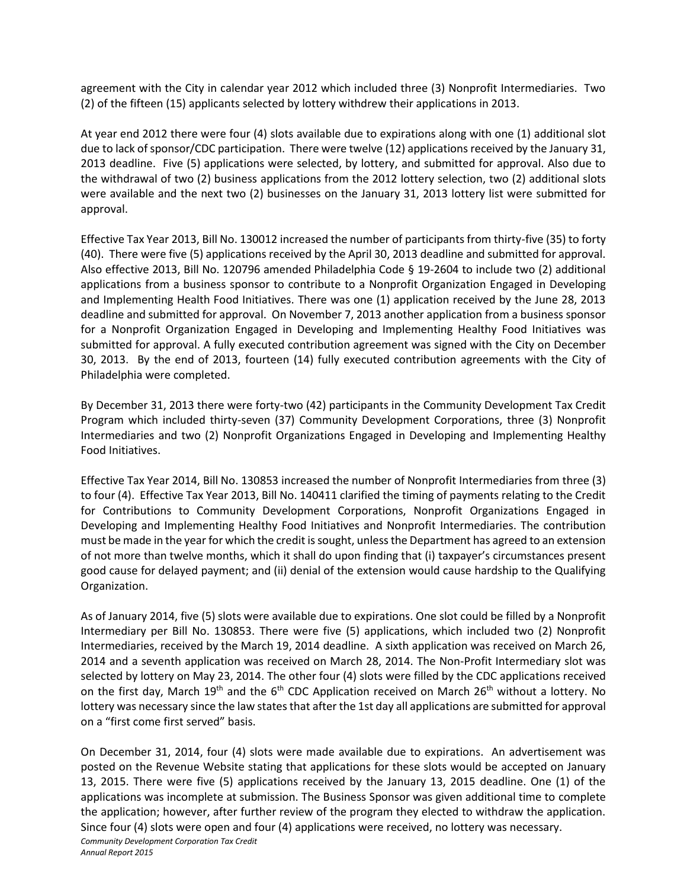agreement with the City in calendar year 2012 which included three (3) Nonprofit Intermediaries. Two (2) of the fifteen (15) applicants selected by lottery withdrew their applications in 2013.

At year end 2012 there were four (4) slots available due to expirations along with one (1) additional slot due to lack of sponsor/CDC participation. There were twelve (12) applications received by the January 31, 2013 deadline. Five (5) applications were selected, by lottery, and submitted for approval. Also due to the withdrawal of two (2) business applications from the 2012 lottery selection, two (2) additional slots were available and the next two (2) businesses on the January 31, 2013 lottery list were submitted for approval.

Effective Tax Year 2013, Bill No. 130012 increased the number of participants from thirty-five (35) to forty (40). There were five (5) applications received by the April 30, 2013 deadline and submitted for approval. Also effective 2013, Bill No. 120796 amended Philadelphia Code § 19-2604 to include two (2) additional applications from a business sponsor to contribute to a Nonprofit Organization Engaged in Developing and Implementing Health Food Initiatives. There was one (1) application received by the June 28, 2013 deadline and submitted for approval. On November 7, 2013 another application from a business sponsor for a Nonprofit Organization Engaged in Developing and Implementing Healthy Food Initiatives was submitted for approval. A fully executed contribution agreement was signed with the City on December 30, 2013. By the end of 2013, fourteen (14) fully executed contribution agreements with the City of Philadelphia were completed.

By December 31, 2013 there were forty-two (42) participants in the Community Development Tax Credit Program which included thirty-seven (37) Community Development Corporations, three (3) Nonprofit Intermediaries and two (2) Nonprofit Organizations Engaged in Developing and Implementing Healthy Food Initiatives.

Effective Tax Year 2014, Bill No. 130853 increased the number of Nonprofit Intermediaries from three (3) to four (4). Effective Tax Year 2013, Bill No. 140411 clarified the timing of payments relating to the Credit for Contributions to Community Development Corporations, Nonprofit Organizations Engaged in Developing and Implementing Healthy Food Initiatives and Nonprofit Intermediaries. The contribution must be made in the year for which the credit is sought, unless the Department has agreed to an extension of not more than twelve months, which it shall do upon finding that (i) taxpayer's circumstances present good cause for delayed payment; and (ii) denial of the extension would cause hardship to the Qualifying Organization.

As of January 2014, five (5) slots were available due to expirations. One slot could be filled by a Nonprofit Intermediary per Bill No. 130853. There were five (5) applications, which included two (2) Nonprofit Intermediaries, received by the March 19, 2014 deadline. A sixth application was received on March 26, 2014 and a seventh application was received on March 28, 2014. The Non-Profit Intermediary slot was selected by lottery on May 23, 2014. The other four (4) slots were filled by the CDC applications received on the first day, March 19th and the 6th CDC Application received on March 26th without a lottery. No lottery was necessary since the law states that after the 1st day all applications are submitted for approval on a "first come first served" basis.

On December 31, 2014, four (4) slots were made available due to expirations. An advertisement was posted on the Revenue Website stating that applications for these slots would be accepted on January 13, 2015. There were five (5) applications received by the January 13, 2015 deadline. One (1) of the applications was incomplete at submission. The Business Sponsor was given additional time to complete the application; however, after further review of the program they elected to withdraw the application. Since four (4) slots were open and four (4) applications were received, no lottery was necessary.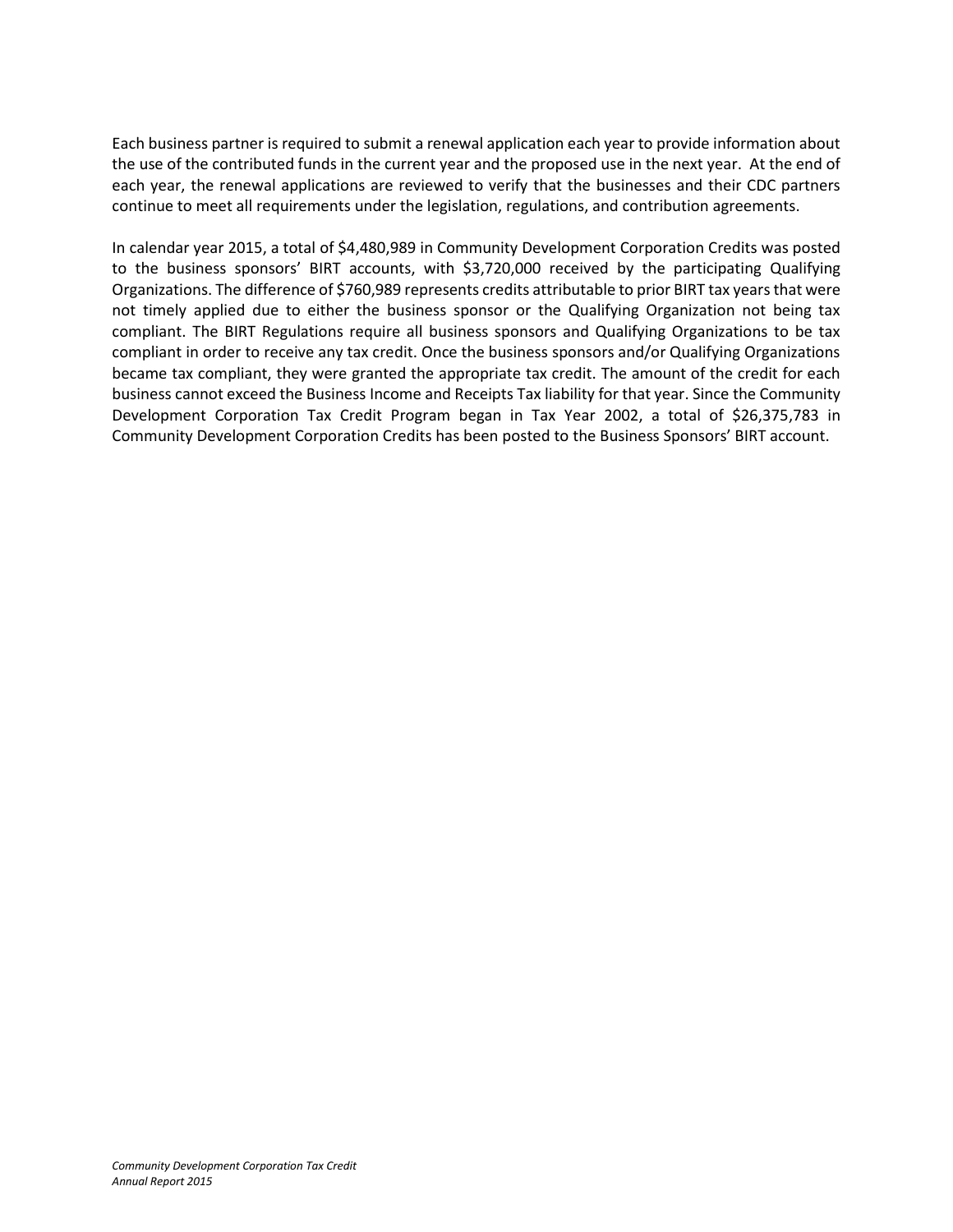Each business partner is required to submit a renewal application each year to provide information about the use of the contributed funds in the current year and the proposed use in the next year. At the end of each year, the renewal applications are reviewed to verify that the businesses and their CDC partners continue to meet all requirements under the legislation, regulations, and contribution agreements.

In calendar year 2015, a total of $4,480,989 in Community Development Corporation Credits was posted to the business sponsors' BIRT accounts, with $3,720,000 received by the participating Qualifying Organizations. The difference of $760,989 represents credits attributable to prior BIRT tax years that were not timely applied due to either the business sponsor or the Qualifying Organization not being tax compliant. The BIRT Regulations require all business sponsors and Qualifying Organizations to be tax compliant in order to receive any tax credit. Once the business sponsors and/or Qualifying Organizations became tax compliant, they were granted the appropriate tax credit. The amount of the credit for each business cannot exceed the Business Income and Receipts Tax liability for that year. Since the Community Development Corporation Tax Credit Program began in Tax Year 2002, a total of $26,375,783 in Community Development Corporation Credits has been posted to the Business Sponsors' BIRT account.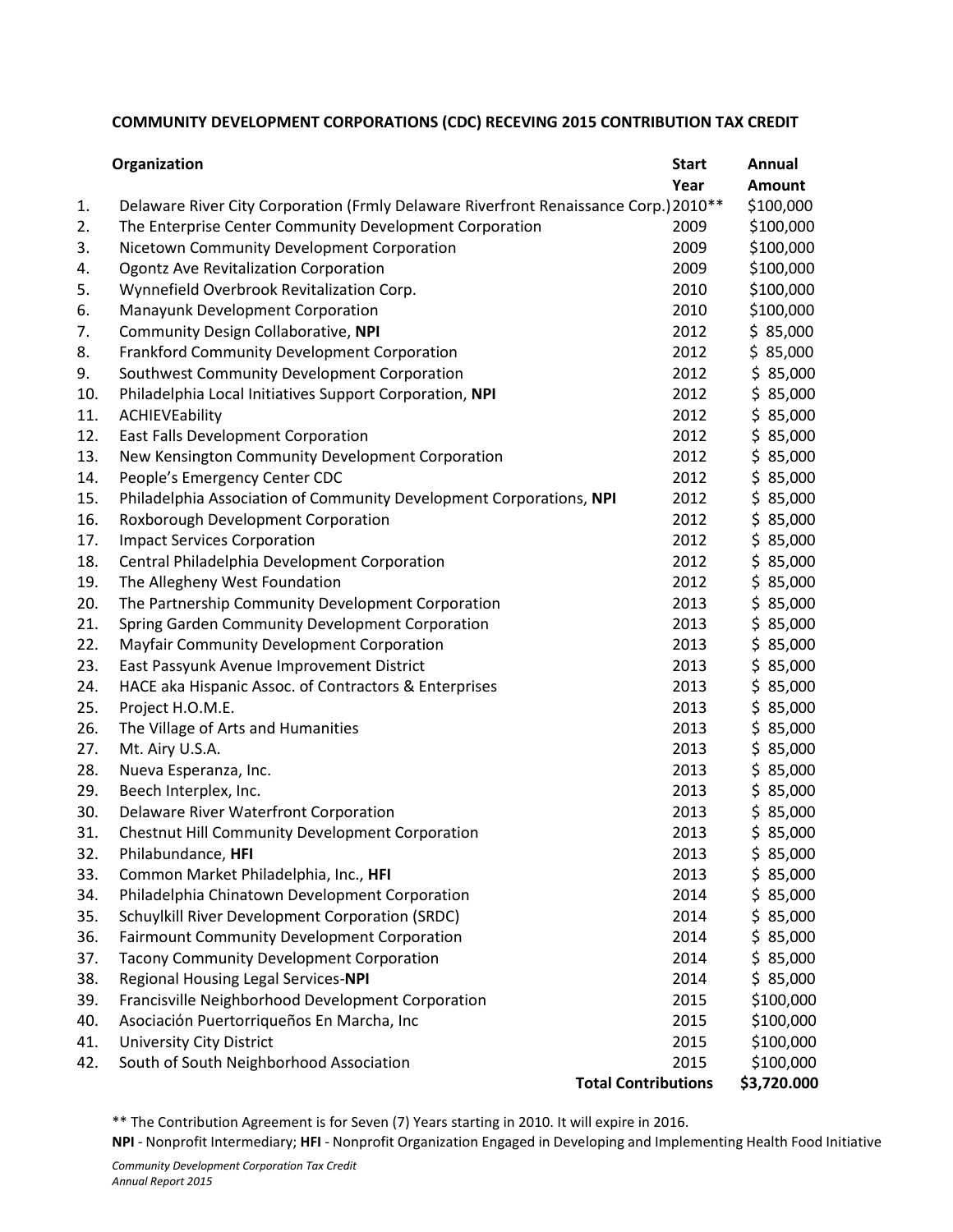**COMMUNITY DEVELOPMENT CORPORATIONS (CDC) RECEVING 2015 CONTRIBUTION TAX CREDIT**

| | Organization | Start Year | Annual Amount |
|---|---|---|---|
| 1. | Delaware River City Corporation (Frmly Delaware Riverfront Renaissance Corp.) | 2010** | $100,000 |
| 2. | The Enterprise Center Community Development Corporation | 2009 | $100,000 |
| 3. | Nicetown Community Development Corporation | 2009 | $100,000 |
| 4. | Ogontz Ave Revitalization Corporation | 2009 | $100,000 |
| 5. | Wynnefield Overbrook Revitalization Corp. | 2010 | $100,000 |
| 6. | Manayunk Development Corporation | 2010 | $100,000 |
| 7. | Community Design Collaborative, **NPI** | 2012 | $ 85,000 |
| 8. | Frankford Community Development Corporation | 2012 | $ 85,000 |
| 9. | Southwest Community Development Corporation | 2012 | $ 85,000 |
| 10. | Philadelphia Local Initiatives Support Corporation, **NPI** | 2012 | $ 85,000 |
| 11. | ACHIEVEability | 2012 | $ 85,000 |
| 12. | East Falls Development Corporation | 2012 | $ 85,000 |
| 13. | New Kensington Community Development Corporation | 2012 | $ 85,000 |
| 14. | People's Emergency Center CDC | 2012 | $ 85,000 |
| 15. | Philadelphia Association of Community Development Corporations, **NPI** | 2012 | $ 85,000 |
| 16. | Roxborough Development Corporation | 2012 | $ 85,000 |
| 17. | Impact Services Corporation | 2012 | $ 85,000 |
| 18. | Central Philadelphia Development Corporation | 2012 | $ 85,000 |
| 19. | The Allegheny West Foundation | 2012 | $ 85,000 |
| 20. | The Partnership Community Development Corporation | 2013 | $ 85,000 |
| 21. | Spring Garden Community Development Corporation | 2013 | $ 85,000 |
| 22. | Mayfair Community Development Corporation | 2013 | $ 85,000 |
| 23. | East Passyunk Avenue Improvement District | 2013 | $ 85,000 |
| 24. | HACE aka Hispanic Assoc. of Contractors & Enterprises | 2013 | $ 85,000 |
| 25. | Project H.O.M.E. | 2013 | $ 85,000 |
| 26. | The Village of Arts and Humanities | 2013 | $ 85,000 |
| 27. | Mt. Airy U.S.A. | 2013 | $ 85,000 |
| 28. | Nueva Esperanza, Inc. | 2013 | $ 85,000 |
| 29. | Beech Interplex, Inc. | 2013 | $ 85,000 |
| 30. | Delaware River Waterfront Corporation | 2013 | $ 85,000 |
| 31. | Chestnut Hill Community Development Corporation | 2013 | $ 85,000 |
| 32. | Philabundance, **HFI** | 2013 | $ 85,000 |
| 33. | Common Market Philadelphia, Inc., **HFI** | 2013 | $ 85,000 |
| 34. | Philadelphia Chinatown Development Corporation | 2014 | $ 85,000 |
| 35. | Schuylkill River Development Corporation (SRDC) | 2014 | $ 85,000 |
| 36. | Fairmount Community Development Corporation | 2014 | $ 85,000 |
| 37. | Tacony Community Development Corporation | 2014 | $ 85,000 |
| 38. | Regional Housing Legal Services-**NPI** | 2014 | $ 85,000 |
| 39. | Francisville Neighborhood Development Corporation | 2015 | $100,000 |
| 40. | Asociación Puertorriqueños En Marcha, Inc | 2015 | $100,000 |
| 41. | University City District | 2015 | $100,000 |
| 42. | South of South Neighborhood Association | 2015 | $100,000 |
| | | **Total Contributions** | **$3,720.000** |

** The Contribution Agreement is for Seven (7) Years starting in 2010. It will expire in 2016.

**NPI** - Nonprofit Intermediary; **HFI** - Nonprofit Organization Engaged in Developing and Implementing Health Food Initiative